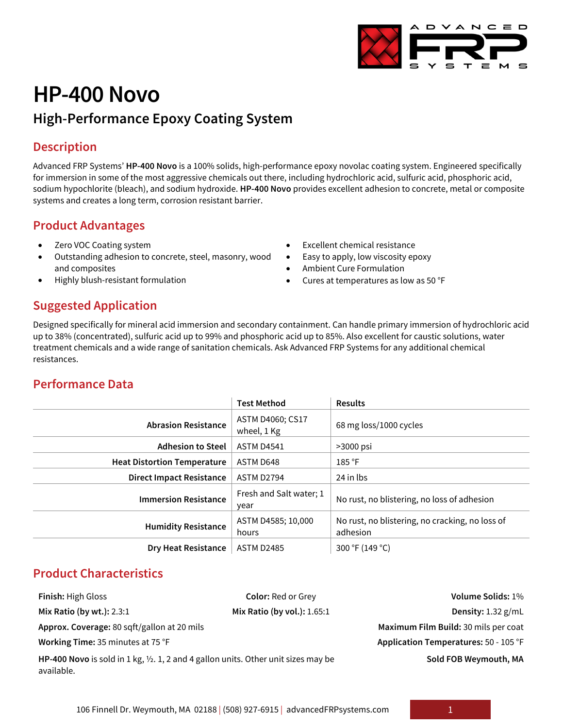# HP-400 Novo

## High-Performance Epoxy Coating System

## Description

Advanced FRP Systems' **HP-400 Novo** is a 100% solids, high-performance epoxy novolac coating system. Engineered specifically for immersion in some of the most aggressive chemicals out there, including hydrochloric acid, sulfuric acid, phosphoric acid, sodium hypochlorite (bleach), and sodium hydroxide. **HP-400 Novo** provides excellent adhesion to concrete, metal or composite systems and creates a long term, corrosion resistant barrier.

## Product Advantages

- Zero VOC Coating system
- Outstanding adhesion to concrete, steel, masonry, wood and composites
- Highly blush-resistant formulation
- Excellent chemical resistance
- Easy to apply, low viscosity epoxy
- Ambient Cure Formulation
- Cures at temperatures as low as 50 °F

## Suggested Application

Designed specifically for mineral acid immersion and secondary containment. Can handle primary immersion of hydrochloric acid up to 38% (concentrated), sulfuric acid up to 99% and phosphoric acid up to 85%. Also excellent for caustic solutions, water treatment chemicals and a wide range of sanitation chemicals. Ask Advanced FRP Systems for any additional chemical resistances.

## Performance Data

| | Test Method | Results |
|---|---|---|
| **Abrasion Resistance** | ASTM D4060; CS17 wheel, 1 Kg | 68 mg loss/1000 cycles |
| **Adhesion to Steel** | ASTM D4541 | >3000 psi |
| **Heat Distortion Temperature** | ASTM D648 | 185 °F |
| **Direct Impact Resistance** | ASTM D2794 | 24 in lbs |
| **Immersion Resistance** | Fresh and Salt water; 1 year | No rust, no blistering, no loss of adhesion |
| **Humidity Resistance** | ASTM D4585; 10,000 hours | No rust, no blistering, no cracking, no loss of adhesion |
| **Dry Heat Resistance** | ASTM D2485 | 300 °F (149 °C) |

## Product Characteristics

**Finish:** High Gloss
**Color:** Red or Grey
**Volume Solids:** 1%

**Mix Ratio (by wt.):** 2.3:1
**Mix Ratio (by vol.):** 1.65:1
**Density:** 1.32 g/mL

**Approx. Coverage:** 80 sqft/gallon at 20 mils
**Maximum Film Build:** 30 mils per coat

**Working Time:** 35 minutes at 75 °F
**Application Temperatures:** 50 - 105 °F

**HP-400 Novo** is sold in 1 kg, ½. 1, 2 and 4 gallon units. Other unit sizes may be available.
**Sold FOB Weymouth, MA**

106 Finnell Dr. Weymouth, MA 02188 | (508) 927-6915 | advancedFRPsystems.com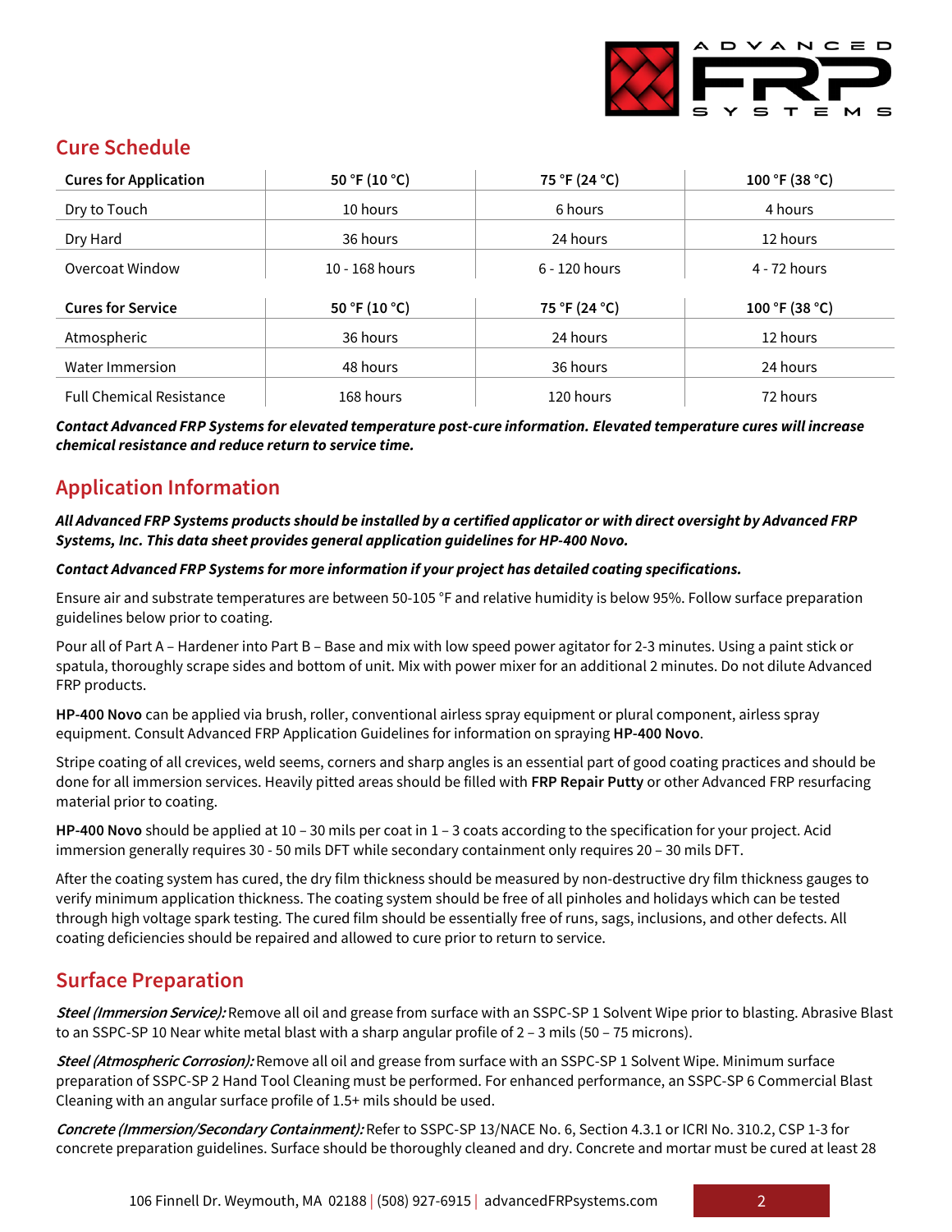## Cure Schedule

| Cures for Application | 50 °F (10 °C) | 75 °F (24 °C) | 100 °F (38 °C) |
|---|---|---|---|
| Dry to Touch | 10 hours | 6 hours | 4 hours |
| Dry Hard | 36 hours | 24 hours | 12 hours |
| Overcoat Window | 10 - 168 hours | 6 - 120 hours | 4 - 72 hours |

| Cures for Service | 50 °F (10 °C) | 75 °F (24 °C) | 100 °F (38 °C) |
|---|---|---|---|
| Atmospheric | 36 hours | 24 hours | 12 hours |
| Water Immersion | 48 hours | 36 hours | 24 hours |
| Full Chemical Resistance | 168 hours | 120 hours | 72 hours |

***Contact Advanced FRP Systems for elevated temperature post-cure information. Elevated temperature cures will increase chemical resistance and reduce return to service time.***

## Application Information

***All Advanced FRP Systems products should be installed by a certified applicator or with direct oversight by Advanced FRP Systems, Inc. This data sheet provides general application guidelines for HP-400 Novo.***

***Contact Advanced FRP Systems for more information if your project has detailed coating specifications.***

Ensure air and substrate temperatures are between 50-105 °F and relative humidity is below 95%. Follow surface preparation guidelines below prior to coating.

Pour all of Part A – Hardener into Part B – Base and mix with low speed power agitator for 2-3 minutes. Using a paint stick or spatula, thoroughly scrape sides and bottom of unit. Mix with power mixer for an additional 2 minutes. Do not dilute Advanced FRP products.

**HP-400 Novo** can be applied via brush, roller, conventional airless spray equipment or plural component, airless spray equipment. Consult Advanced FRP Application Guidelines for information on spraying **HP-400 Novo**.

Stripe coating of all crevices, weld seems, corners and sharp angles is an essential part of good coating practices and should be done for all immersion services. Heavily pitted areas should be filled with **FRP Repair Putty** or other Advanced FRP resurfacing material prior to coating.

**HP-400 Novo** should be applied at 10 – 30 mils per coat in 1 – 3 coats according to the specification for your project. Acid immersion generally requires 30 - 50 mils DFT while secondary containment only requires 20 – 30 mils DFT.

After the coating system has cured, the dry film thickness should be measured by non-destructive dry film thickness gauges to verify minimum application thickness. The coating system should be free of all pinholes and holidays which can be tested through high voltage spark testing. The cured film should be essentially free of runs, sags, inclusions, and other defects. All coating deficiencies should be repaired and allowed to cure prior to return to service.

## Surface Preparation

***Steel (Immersion Service):*** Remove all oil and grease from surface with an SSPC-SP 1 Solvent Wipe prior to blasting. Abrasive Blast to an SSPC-SP 10 Near white metal blast with a sharp angular profile of 2 – 3 mils (50 – 75 microns).

***Steel (Atmospheric Corrosion):*** Remove all oil and grease from surface with an SSPC-SP 1 Solvent Wipe. Minimum surface preparation of SSPC-SP 2 Hand Tool Cleaning must be performed. For enhanced performance, an SSPC-SP 6 Commercial Blast Cleaning with an angular surface profile of 1.5+ mils should be used.

***Concrete (Immersion/Secondary Containment):*** Refer to SSPC-SP 13/NACE No. 6, Section 4.3.1 or ICRI No. 310.2, CSP 1-3 for concrete preparation guidelines. Surface should be thoroughly cleaned and dry. Concrete and mortar must be cured at least 28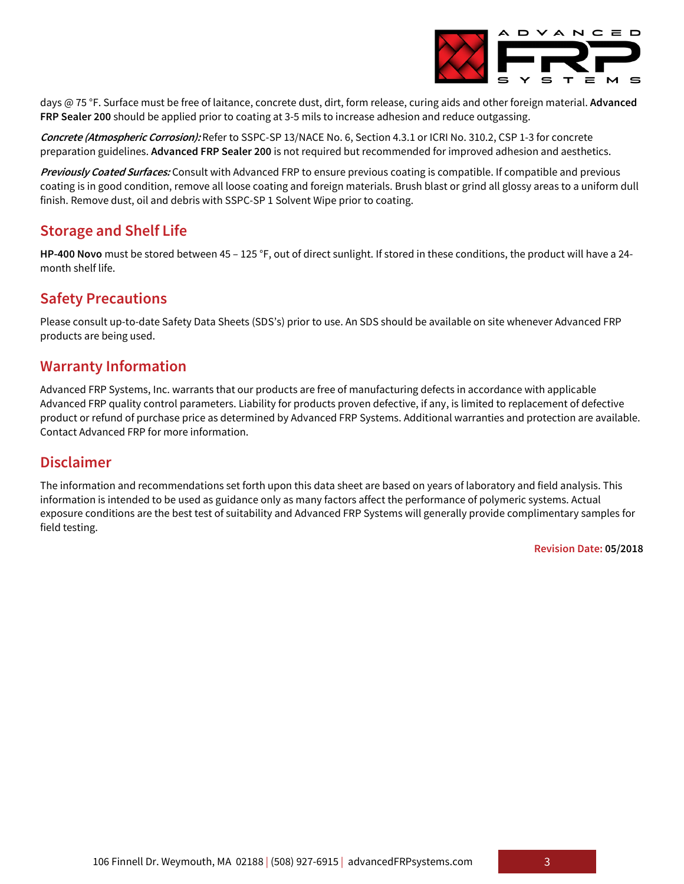days @ 75 °F. Surface must be free of laitance, concrete dust, dirt, form release, curing aids and other foreign material. **Advanced FRP Sealer 200** should be applied prior to coating at 3-5 mils to increase adhesion and reduce outgassing.

***Concrete (Atmospheric Corrosion):*** Refer to SSPC-SP 13/NACE No. 6, Section 4.3.1 or ICRI No. 310.2, CSP 1-3 for concrete preparation guidelines. **Advanced FRP Sealer 200** is not required but recommended for improved adhesion and aesthetics.

***Previously Coated Surfaces:*** Consult with Advanced FRP to ensure previous coating is compatible. If compatible and previous coating is in good condition, remove all loose coating and foreign materials. Brush blast or grind all glossy areas to a uniform dull finish. Remove dust, oil and debris with SSPC-SP 1 Solvent Wipe prior to coating.

## Storage and Shelf Life

**HP-400 Novo** must be stored between 45 – 125 °F, out of direct sunlight. If stored in these conditions, the product will have a 24-month shelf life.

## Safety Precautions

Please consult up-to-date Safety Data Sheets (SDS's) prior to use. An SDS should be available on site whenever Advanced FRP products are being used.

## Warranty Information

Advanced FRP Systems, Inc. warrants that our products are free of manufacturing defects in accordance with applicable Advanced FRP quality control parameters. Liability for products proven defective, if any, is limited to replacement of defective product or refund of purchase price as determined by Advanced FRP Systems. Additional warranties and protection are available. Contact Advanced FRP for more information.

## Disclaimer

The information and recommendations set forth upon this data sheet are based on years of laboratory and field analysis. This information is intended to be used as guidance only as many factors affect the performance of polymeric systems. Actual exposure conditions are the best test of suitability and Advanced FRP Systems will generally provide complimentary samples for field testing.

**Revision Date: 05/2018**